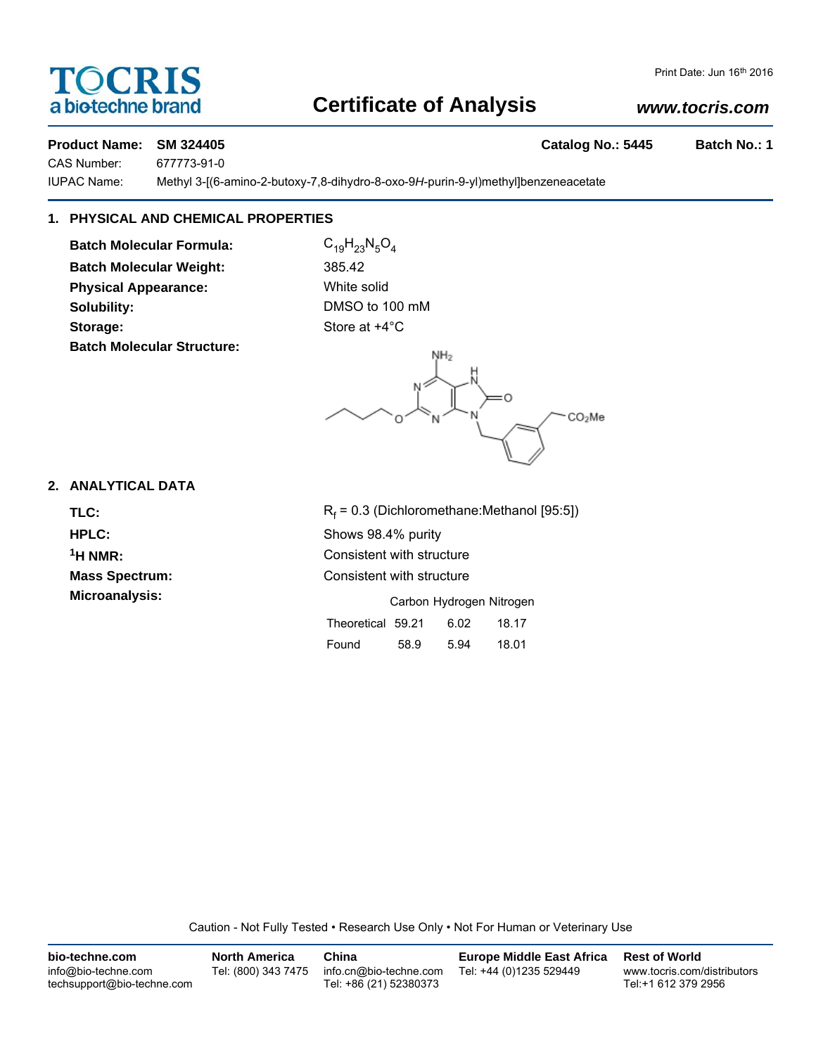# Certificate of Analysis

TOCRIS a biotechne brand

Print Date: Jun 16th 2016

www.tocris.com

**Product Name:** **SM 324405** **Catalog No.: 5445** **Batch No.: 1**

CAS Number: 677773-91-0

IUPAC Name: Methyl 3-[(6-amino-2-butoxy-7,8-dihydro-8-oxo-9*H*-purin-9-yl)methyl]benzeneacetate

## 1. PHYSICAL AND CHEMICAL PROPERTIES

**Batch Molecular Formula:** $C_{19}H_{23}N_5O_4$

**Batch Molecular Weight:** 385.42

**Physical Appearance:** White solid

**Solubility:** DMSO to 100 mM

**Storage:** Store at +4°C

**Batch Molecular Structure:**

## 2. ANALYTICAL DATA

**TLC:** $R_f$ = 0.3 (Dichloromethane:Methanol [95:5])

**HPLC:** Shows 98.4% purity

**$^1$H NMR:** Consistent with structure

**Mass Spectrum:** Consistent with structure

**Microanalysis:**

| | Carbon | Hydrogen | Nitrogen |
|---|---|---|---|
| Theoretical | 59.21 | 6.02 | 18.17 |
| Found | 58.9 | 5.94 | 18.01 |

Caution - Not Fully Tested • Research Use Only • Not For Human or Veterinary Use

**bio-techne.com**
info@bio-techne.com
techsupport@bio-techne.com

**North America**
Tel: (800) 343 7475

**China**
info.cn@bio-techne.com
Tel: +86 (21) 52380373

**Europe Middle East Africa**
Tel: +44 (0)1235 529449

**Rest of World**
www.tocris.com/distributors
Tel:+1 612 379 2956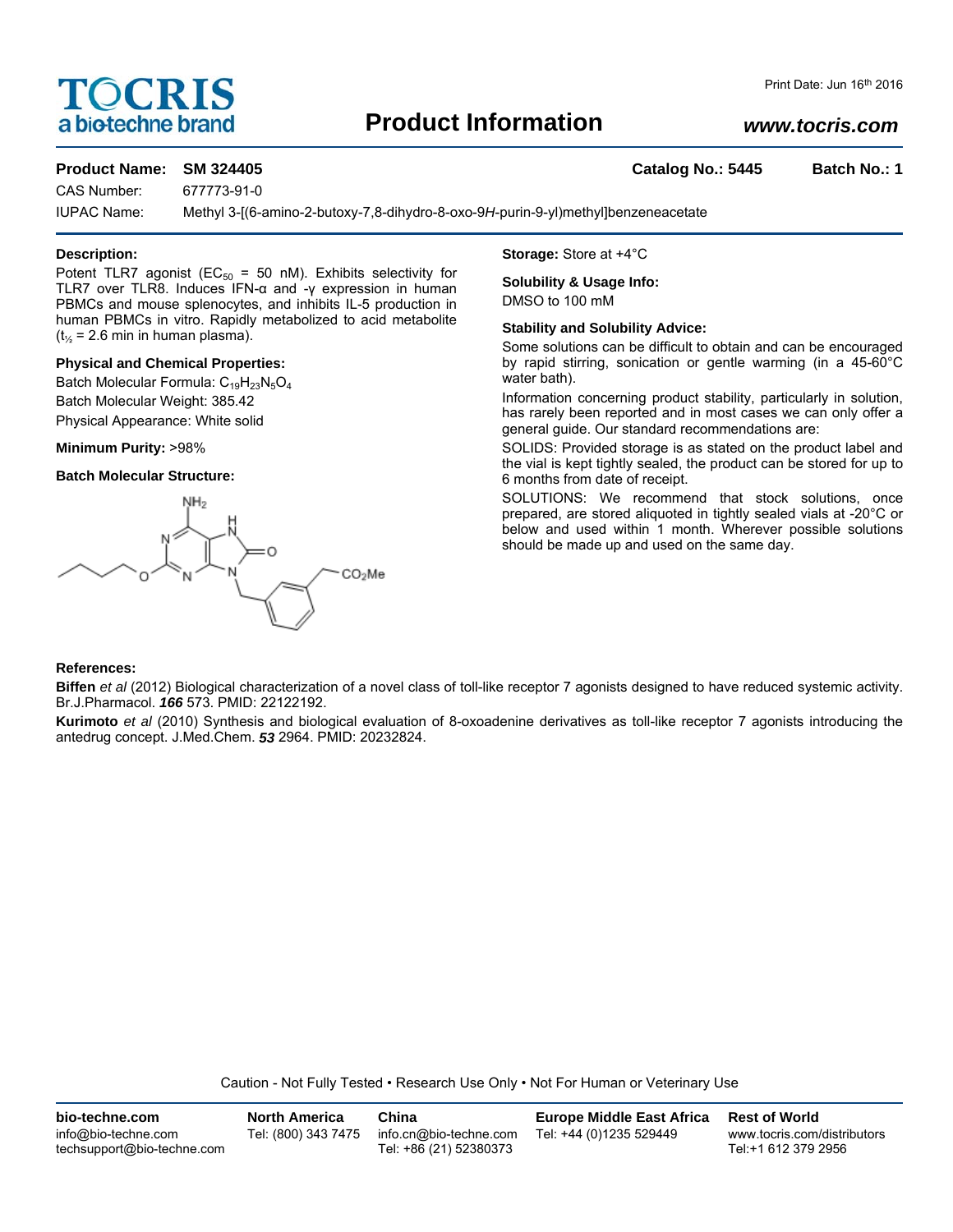# Product Information

**Product Name: SM 324405** **Catalog No.: 5445** **Batch No.: 1**

CAS Number: 677773-91-0

IUPAC Name: Methyl 3-[(6-amino-2-butoxy-7,8-dihydro-8-oxo-9*H*-purin-9-yl)methyl]benzeneacetate

### Description:

Potent TLR7 agonist ($EC_{50}$ = 50 nM). Exhibits selectivity for TLR7 over TLR8. Induces IFN-α and -γ expression in human PBMCs and mouse splenocytes, and inhibits IL-5 production in human PBMCs in vitro. Rapidly metabolized to acid metabolite ($t_{½}$ = 2.6 min in human plasma).

### Physical and Chemical Properties:

Batch Molecular Formula: $C_{19}H_{23}N_5O_4$

Batch Molecular Weight: 385.42

Physical Appearance: White solid

**Minimum Purity:** >98%

### Batch Molecular Structure:

NH2

H

N

N

O

O N N

N

CO2Me

**Storage:** Store at +4°C

### Solubility & Usage Info:

DMSO to 100 mM

### Stability and Solubility Advice:

Some solutions can be difficult to obtain and can be encouraged by rapid stirring, sonication or gentle warming (in a 45-60°C water bath).

Information concerning product stability, particularly in solution, has rarely been reported and in most cases we can only offer a general guide. Our standard recommendations are:

SOLIDS: Provided storage is as stated on the product label and the vial is kept tightly sealed, the product can be stored for up to 6 months from date of receipt.

SOLUTIONS: We recommend that stock solutions, once prepared, are stored aliquoted in tightly sealed vials at -20°C or below and used within 1 month. Wherever possible solutions should be made up and used on the same day.

### References:

**Biffen** *et al* (2012) Biological characterization of a novel class of toll-like receptor 7 agonists designed to have reduced systemic activity. Br.J.Pharmacol. ***166*** 573. PMID: 22122192.

**Kurimoto** *et al* (2010) Synthesis and biological evaluation of 8-oxoadenine derivatives as toll-like receptor 7 agonists introducing the antedrug concept. J.Med.Chem. ***53*** 2964. PMID: 20232824.

Caution - Not Fully Tested • Research Use Only • Not For Human or Veterinary Use

**bio-techne.com**
info@bio-techne.com
techsupport@bio-techne.com

**North America**
Tel: (800) 343 7475

**China**
info.cn@bio-techne.com
Tel: +86 (21) 52380373

**Europe Middle East Africa**
Tel: +44 (0)1235 529449

**Rest of World**
www.tocris.com/distributors
Tel:+1 612 379 2956